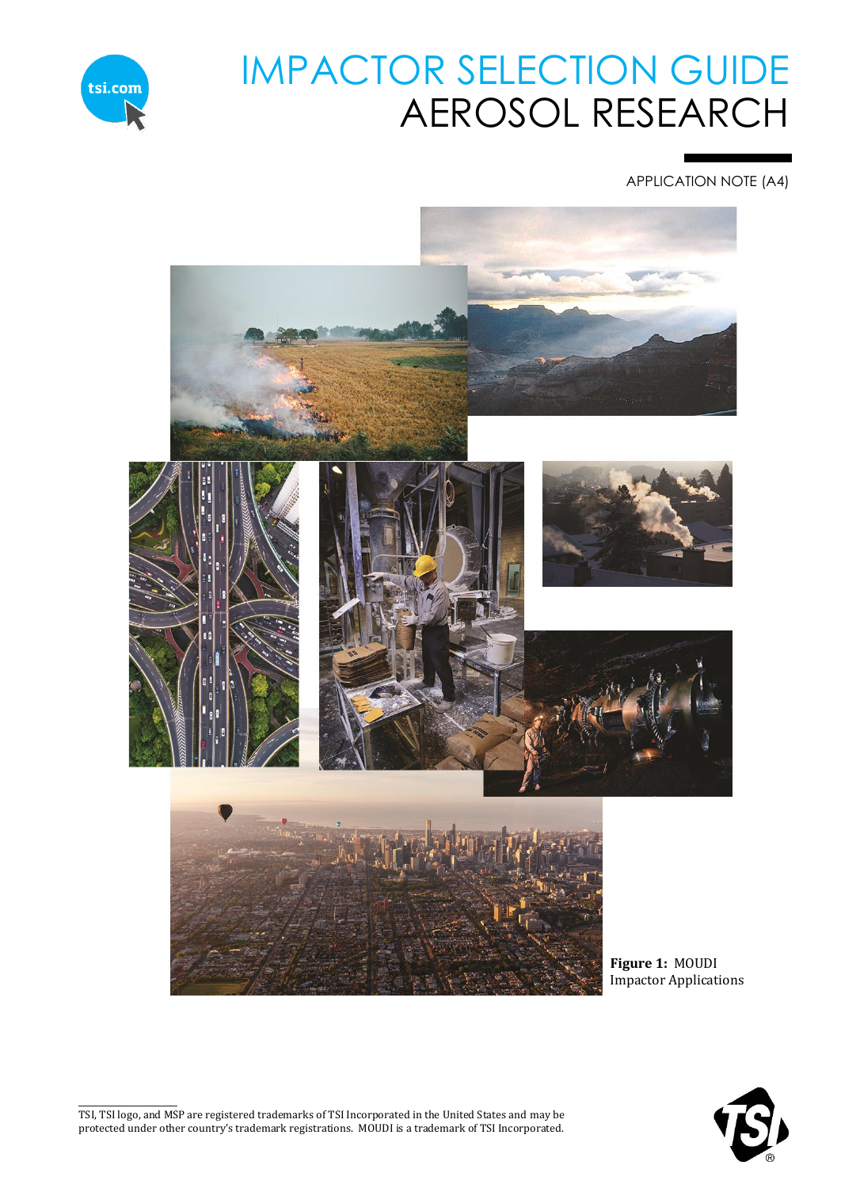# IMPACTOR SELECTION GUIDE
# AEROSOL RESEARCH

APPLICATION NOTE (A4)

**Figure 1:** MOUDI Impactor Applications

TSI, TSI logo, and MSP are registered trademarks of TSI Incorporated in the United States and may be protected under other country's trademark registrations. MOUDI is a trademark of TSI Incorporated.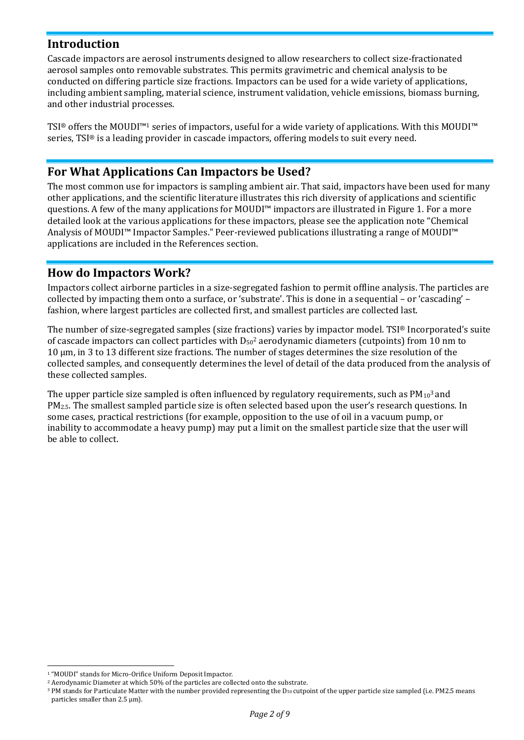## Introduction

Cascade impactors are aerosol instruments designed to allow researchers to collect size-fractionated aerosol samples onto removable substrates. This permits gravimetric and chemical analysis to be conducted on differing particle size fractions. Impactors can be used for a wide variety of applications, including ambient sampling, material science, instrument validation, vehicle emissions, biomass burning, and other industrial processes.

TSI® offers the MOUDI™[1] series of impactors, useful for a wide variety of applications. With this MOUDI™ series, TSI® is a leading provider in cascade impactors, offering models to suit every need.

## For What Applications Can Impactors be Used?

The most common use for impactors is sampling ambient air. That said, impactors have been used for many other applications, and the scientific literature illustrates this rich diversity of applications and scientific questions. A few of the many applications for MOUDI™ impactors are illustrated in Figure 1. For a more detailed look at the various applications for these impactors, please see the application note "Chemical Analysis of MOUDI™ Impactor Samples." Peer-reviewed publications illustrating a range of MOUDI™ applications are included in the References section.

## How do Impactors Work?

Impactors collect airborne particles in a size-segregated fashion to permit offline analysis. The particles are collected by impacting them onto a surface, or 'substrate'. This is done in a sequential – or 'cascading' – fashion, where largest particles are collected first, and smallest particles are collected last.

The number of size-segregated samples (size fractions) varies by impactor model. TSI® Incorporated's suite of cascade impactors can collect particles with $D_{50}$[2] aerodynamic diameters (cutpoints) from 10 nm to 10 µm, in 3 to 13 different size fractions. The number of stages determines the size resolution of the collected samples, and consequently determines the level of detail of the data produced from the analysis of these collected samples.

The upper particle size sampled is often influenced by regulatory requirements, such as $PM_{10}$[3] and $PM_{2.5}$. The smallest sampled particle size is often selected based upon the user's research questions. In some cases, practical restrictions (for example, opposition to the use of oil in a vacuum pump, or inability to accommodate a heavy pump) may put a limit on the smallest particle size that the user will be able to collect.

---

[1] "MOUDI" stands for Micro-Orifice Uniform Deposit Impactor.

[2] Aerodynamic Diameter at which 50% of the particles are collected onto the substrate.

[3] PM stands for Particulate Matter with the number provided representing the $D_{50}$ cutpoint of the upper particle size sampled (i.e. PM2.5 means particles smaller than 2.5 µm).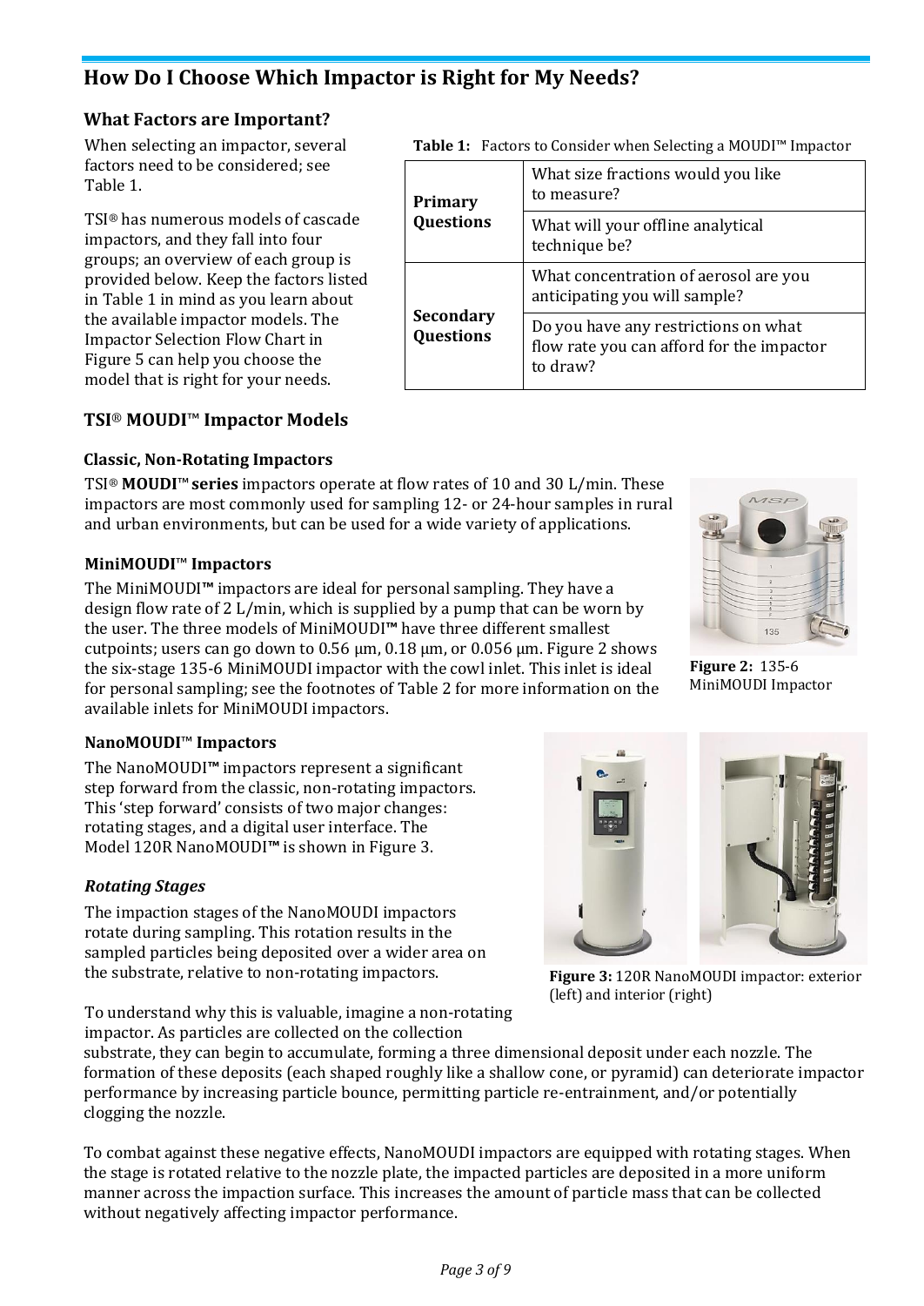# How Do I Choose Which Impactor is Right for My Needs?

## What Factors are Important?

When selecting an impactor, several factors need to be considered; see Table 1.

TSI® has numerous models of cascade impactors, and they fall into four groups; an overview of each group is provided below. Keep the factors listed in Table 1 in mind as you learn about the available impactor models. The Impactor Selection Flow Chart in Figure 5 can help you choose the model that is right for your needs.

**Table 1:** Factors to Consider when Selecting a MOUDI™ Impactor

| | |
|---|---|
| **Primary Questions** | What size fractions would you like to measure? |
| | What will your offline analytical technique be? |
| **Secondary Questions** | What concentration of aerosol are you anticipating you will sample? |
| | Do you have any restrictions on what flow rate you can afford for the impactor to draw? |

## TSI® MOUDI™ Impactor Models

### Classic, Non-Rotating Impactors

TSI® **MOUDI™ series** impactors operate at flow rates of 10 and 30 L/min. These impactors are most commonly used for sampling 12- or 24-hour samples in rural and urban environments, but can be used for a wide variety of applications.

### MiniMOUDI™ Impactors

The MiniMOUDI™ impactors are ideal for personal sampling. They have a design flow rate of 2 L/min, which is supplied by a pump that can be worn by the user. The three models of MiniMOUDI™ have three different smallest cutpoints; users can go down to 0.56 µm, 0.18 µm, or 0.056 µm. Figure 2 shows the six-stage 135-6 MiniMOUDI impactor with the cowl inlet. This inlet is ideal for personal sampling; see the footnotes of Table 2 for more information on the available inlets for MiniMOUDI impactors.

**Figure 2:** 135-6 MiniMOUDI Impactor

### NanoMOUDI™ Impactors

The NanoMOUDI™ impactors represent a significant step forward from the classic, non-rotating impactors. This 'step forward' consists of two major changes: rotating stages, and a digital user interface. The Model 120R NanoMOUDI™ is shown in Figure 3.

**Figure 3:** 120R NanoMOUDI impactor: exterior (left) and interior (right)

#### *Rotating Stages*

The impaction stages of the NanoMOUDI impactors rotate during sampling. This rotation results in the sampled particles being deposited over a wider area on the substrate, relative to non-rotating impactors.

To understand why this is valuable, imagine a non-rotating impactor. As particles are collected on the collection substrate, they can begin to accumulate, forming a three dimensional deposit under each nozzle. The formation of these deposits (each shaped roughly like a shallow cone, or pyramid) can deteriorate impactor performance by increasing particle bounce, permitting particle re-entrainment, and/or potentially clogging the nozzle.

To combat against these negative effects, NanoMOUDI impactors are equipped with rotating stages. When the stage is rotated relative to the nozzle plate, the impacted particles are deposited in a more uniform manner across the impaction surface. This increases the amount of particle mass that can be collected without negatively affecting impactor performance.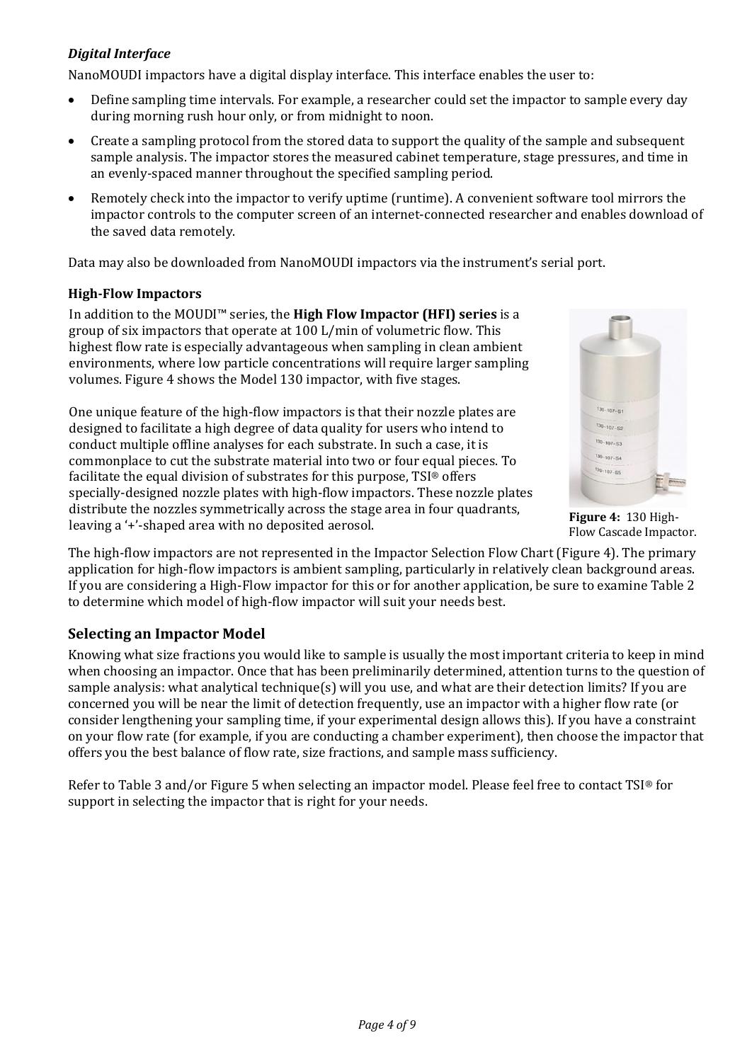### *Digital Interface*

NanoMOUDI impactors have a digital display interface. This interface enables the user to:

- Define sampling time intervals. For example, a researcher could set the impactor to sample every day during morning rush hour only, or from midnight to noon.
- Create a sampling protocol from the stored data to support the quality of the sample and subsequent sample analysis. The impactor stores the measured cabinet temperature, stage pressures, and time in an evenly-spaced manner throughout the specified sampling period.
- Remotely check into the impactor to verify uptime (runtime). A convenient software tool mirrors the impactor controls to the computer screen of an internet-connected researcher and enables download of the saved data remotely.

Data may also be downloaded from NanoMOUDI impactors via the instrument's serial port.

### High-Flow Impactors

In addition to the MOUDI™ series, the **High Flow Impactor (HFI) series** is a group of six impactors that operate at 100 L/min of volumetric flow. This highest flow rate is especially advantageous when sampling in clean ambient environments, where low particle concentrations will require larger sampling volumes. Figure 4 shows the Model 130 impactor, with five stages.

One unique feature of the high-flow impactors is that their nozzle plates are designed to facilitate a high degree of data quality for users who intend to conduct multiple offline analyses for each substrate. In such a case, it is commonplace to cut the substrate material into two or four equal pieces. To facilitate the equal division of substrates for this purpose, TSI® offers specially-designed nozzle plates with high-flow impactors. These nozzle plates distribute the nozzles symmetrically across the stage area in four quadrants, leaving a '+'-shaped area with no deposited aerosol.

**Figure 4:** 130 High-Flow Cascade Impactor.

The high-flow impactors are not represented in the Impactor Selection Flow Chart (Figure 4). The primary application for high-flow impactors is ambient sampling, particularly in relatively clean background areas. If you are considering a High-Flow impactor for this or for another application, be sure to examine Table 2 to determine which model of high-flow impactor will suit your needs best.

## Selecting an Impactor Model

Knowing what size fractions you would like to sample is usually the most important criteria to keep in mind when choosing an impactor. Once that has been preliminarily determined, attention turns to the question of sample analysis: what analytical technique(s) will you use, and what are their detection limits? If you are concerned you will be near the limit of detection frequently, use an impactor with a higher flow rate (or consider lengthening your sampling time, if your experimental design allows this). If you have a constraint on your flow rate (for example, if you are conducting a chamber experiment), then choose the impactor that offers you the best balance of flow rate, size fractions, and sample mass sufficiency.

Refer to Table 3 and/or Figure 5 when selecting an impactor model. Please feel free to contact TSI® for support in selecting the impactor that is right for your needs.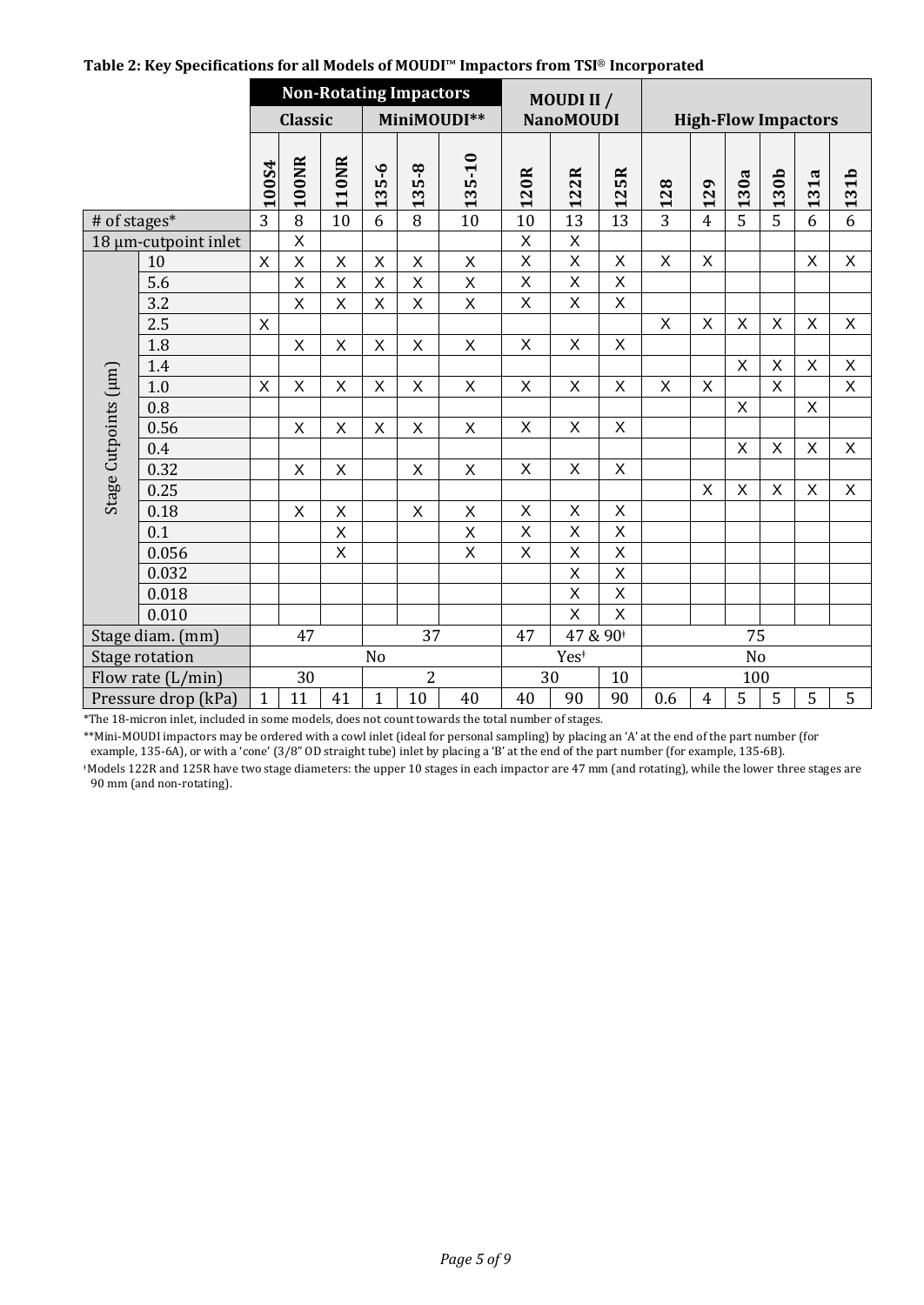**Table 2: Key Specifications for all Models of MOUDI™ Impactors from TSI® Incorporated**

| | | Non-Rotating Impactors | | | | | | MOUDI II / NanoMOUDI | | | High-Flow Impactors | | | | | |
|---|---|---|---|---|---|---|---|---|---|---|---|---|---|---|---|---|
| | | Classic | | | MiniMOUDI** | | | | | | | | | | | |
| | | 100S4 | 100NR | 110NR | 135-6 | 135-8 | 135-10 | 120R | 122R | 125R | 128 | 129 | 130a | 130b | 131a | 131b |
| # of stages* | | 3 | 8 | 10 | 6 | 8 | 10 | 10 | 13 | 13 | 3 | 4 | 5 | 5 | 6 | 6 |
| 18 µm-cutpoint inlet | | | X | | | | | X | X | | | | | | | |
| Stage Cutpoints (µm) | 10 | X | X | X | X | X | X | X | X | X | X | X | | | X | X |
| | 5.6 | | X | X | X | X | X | X | X | X | | | | | | |
| | 3.2 | | X | X | X | X | X | X | X | X | | | | | | |
| | 2.5 | X | | | | | | | | | X | X | X | X | X | X |
| | 1.8 | | X | X | X | X | X | X | X | X | | | | | | |
| | 1.4 | | | | | | | | | | | | X | X | X | X |
| | 1.0 | X | X | X | X | X | X | X | X | X | X | X | | X | | X |
| | 0.8 | | | | | | | | | | | | X | | X | |
| | 0.56 | | X | X | X | X | X | X | X | X | | | | | | |
| | 0.4 | | | | | | | | | | | | X | X | X | X |
| | 0.32 | | X | X | | X | X | X | X | X | | | | | | |
| | 0.25 | | | | | | | | | | | X | X | X | X | X |
| | 0.18 | | X | X | | X | X | X | X | X | | | | | | |
| | 0.1 | | | X | | | X | X | X | X | | | | | | |
| | 0.056 | | | X | | | X | X | X | X | | | | | | |
| | 0.032 | | | | | | | | X | X | | | | | | |
| | 0.018 | | | | | | | | X | X | | | | | | |
| | 0.010 | | | | | | | | X | X | | | | | | |
| Stage diam. (mm) | | 47 | | | 37 | | | 47 | 47 & 90‡ | | 75 | | | | | |
| Stage rotation | | No | | | | | | Yes‡ | | | No | | | | | |
| Flow rate (L/min) | | 30 | | | 2 | | | 30 | | 10 | 100 | | | | | |
| Pressure drop (kPa) | | 1 | 11 | 41 | 1 | 10 | 40 | 40 | 90 | 90 | 0.6 | 4 | 5 | 5 | 5 | 5 |

*The 18-micron inlet, included in some models, does not count towards the total number of stages.

**Mini-MOUDI impactors may be ordered with a cowl inlet (ideal for personal sampling) by placing an 'A' at the end of the part number (for example, 135-6A), or with a 'cone' (3/8" OD straight tube) inlet by placing a 'B' at the end of the part number (for example, 135-6B).

‡Models 122R and 125R have two stage diameters: the upper 10 stages in each impactor are 47 mm (and rotating), while the lower three stages are 90 mm (and non-rotating).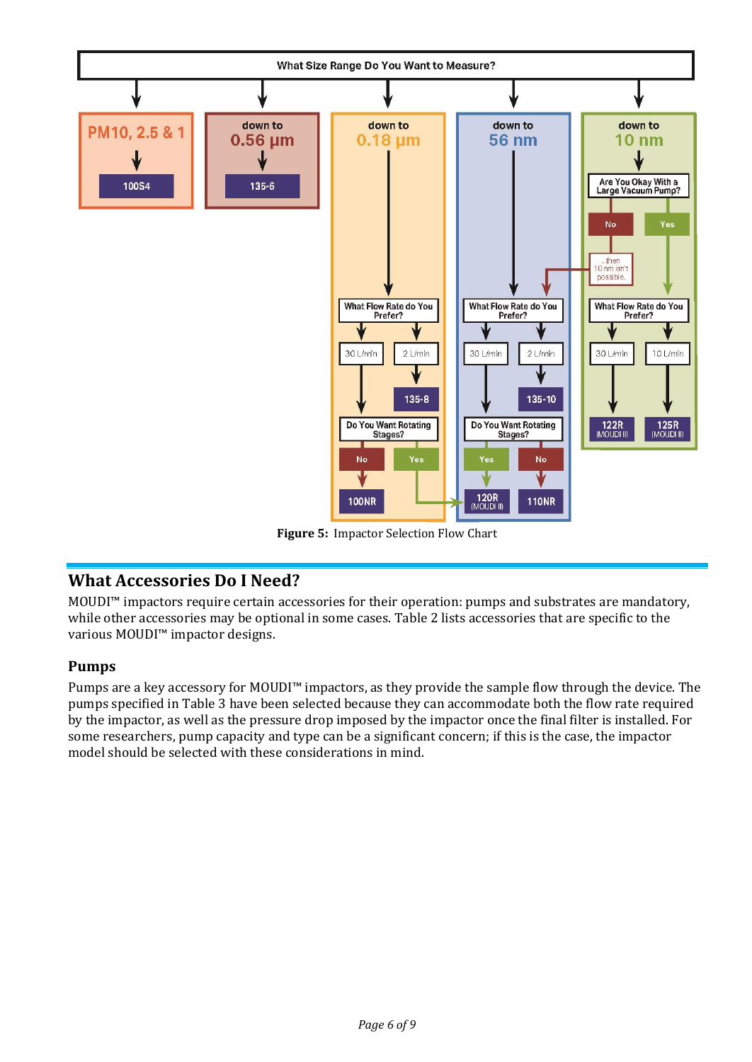What Size Range Do You Want to Measure?

- **PM10, 2.5 & 1** → 100S4
- **down to 0.56 µm** → 135-6
- **down to 0.18 µm** → What Flow Rate do You Prefer?
  - 30 L/min → Do You Want Rotating Stages?
    - No → 100NR
    - Yes → 120R (MOUDI II)
  - 2 L/min → 135-8
- **down to 56 nm** → What Flow Rate do You Prefer?
  - 30 L/min → Do You Want Rotating Stages?
    - Yes → 120R (MOUDI II)
    - No → 110NR
  - 2 L/min → 135-10
- **down to 10 nm** → Are You Okay With a Large Vacuum Pump?
  - No → ...then 10 nm isn't possible.
  - Yes → What Flow Rate do You Prefer?
    - 30 L/min → 122R (MOUDI II)
    - 10 L/min → 125R (MOUDI II)

**Figure 5:** Impactor Selection Flow Chart

## What Accessories Do I Need?

MOUDI™ impactors require certain accessories for their operation: pumps and substrates are mandatory, while other accessories may be optional in some cases. Table 2 lists accessories that are specific to the various MOUDI™ impactor designs.

### Pumps

Pumps are a key accessory for MOUDI™ impactors, as they provide the sample flow through the device. The pumps specified in Table 3 have been selected because they can accommodate both the flow rate required by the impactor, as well as the pressure drop imposed by the impactor once the final filter is installed. For some researchers, pump capacity and type can be a significant concern; if this is the case, the impactor model should be selected with these considerations in mind.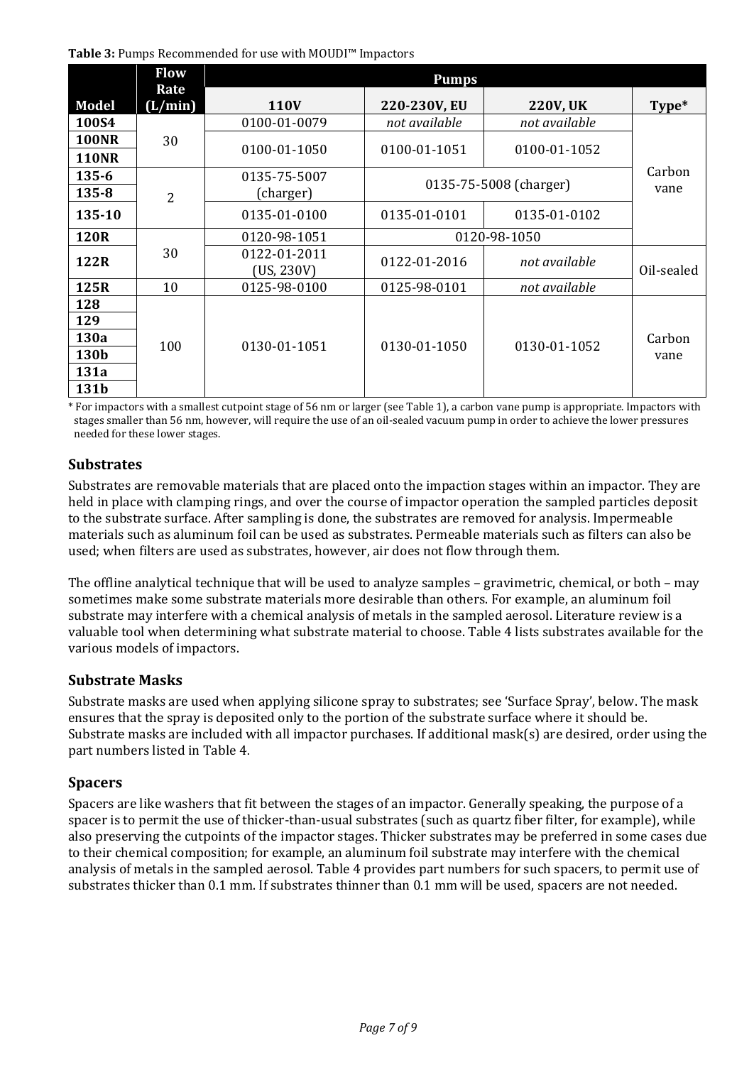**Table 3:** Pumps Recommended for use with MOUDI™ Impactors

| Model | Flow Rate (L/min) | Pumps | | | |
|---|---|---|---|---|---|
| | | **110V** | **220-230V, EU** | **220V, UK** | **Type*** |
| **100S4** | 30 | 0100-01-0079 | *not available* | *not available* | Carbon vane |
| **100NR** | 30 | 0100-01-1050 | 0100-01-1051 | 0100-01-1052 | Carbon vane |
| **110NR** | 30 | 0100-01-1050 | 0100-01-1051 | 0100-01-1052 | Carbon vane |
| **135-6** | 2 | 0135-75-5007 (charger) | 0135-75-5008 (charger) | | Carbon vane |
| **135-8** | 2 | 0135-75-5007 (charger) | 0135-75-5008 (charger) | | Carbon vane |
| **135-10** | 2 | 0135-01-0100 | 0135-01-0101 | 0135-01-0102 | Carbon vane |
| **120R** | 30 | 0120-98-1051 | 0120-98-1050 | | Carbon vane |
| **122R** | 30 | 0122-01-2011 (US, 230V) | 0122-01-2016 | *not available* | Oil-sealed |
| **125R** | 10 | 0125-98-0100 | 0125-98-0101 | *not available* | Oil-sealed |
| **128** | 100 | 0130-01-1051 | 0130-01-1050 | 0130-01-1052 | Carbon vane |
| **129** | 100 | 0130-01-1051 | 0130-01-1050 | 0130-01-1052 | Carbon vane |
| **130a** | 100 | 0130-01-1051 | 0130-01-1050 | 0130-01-1052 | Carbon vane |
| **130b** | 100 | 0130-01-1051 | 0130-01-1050 | 0130-01-1052 | Carbon vane |
| **131a** | 100 | 0130-01-1051 | 0130-01-1050 | 0130-01-1052 | Carbon vane |
| **131b** | 100 | 0130-01-1051 | 0130-01-1050 | 0130-01-1052 | Carbon vane |

\* For impactors with a smallest cutpoint stage of 56 nm or larger (see Table 1), a carbon vane pump is appropriate. Impactors with stages smaller than 56 nm, however, will require the use of an oil-sealed vacuum pump in order to achieve the lower pressures needed for these lower stages.

## Substrates

Substrates are removable materials that are placed onto the impaction stages within an impactor. They are held in place with clamping rings, and over the course of impactor operation the sampled particles deposit to the substrate surface. After sampling is done, the substrates are removed for analysis. Impermeable materials such as aluminum foil can be used as substrates. Permeable materials such as filters can also be used; when filters are used as substrates, however, air does not flow through them.

The offline analytical technique that will be used to analyze samples – gravimetric, chemical, or both – may sometimes make some substrate materials more desirable than others. For example, an aluminum foil substrate may interfere with a chemical analysis of metals in the sampled aerosol. Literature review is a valuable tool when determining what substrate material to choose. Table 4 lists substrates available for the various models of impactors.

## Substrate Masks

Substrate masks are used when applying silicone spray to substrates; see 'Surface Spray', below. The mask ensures that the spray is deposited only to the portion of the substrate surface where it should be. Substrate masks are included with all impactor purchases. If additional mask(s) are desired, order using the part numbers listed in Table 4.

## Spacers

Spacers are like washers that fit between the stages of an impactor. Generally speaking, the purpose of a spacer is to permit the use of thicker-than-usual substrates (such as quartz fiber filter, for example), while also preserving the cutpoints of the impactor stages. Thicker substrates may be preferred in some cases due to their chemical composition; for example, an aluminum foil substrate may interfere with the chemical analysis of metals in the sampled aerosol. Table 4 provides part numbers for such spacers, to permit use of substrates thicker than 0.1 mm. If substrates thinner than 0.1 mm will be used, spacers are not needed.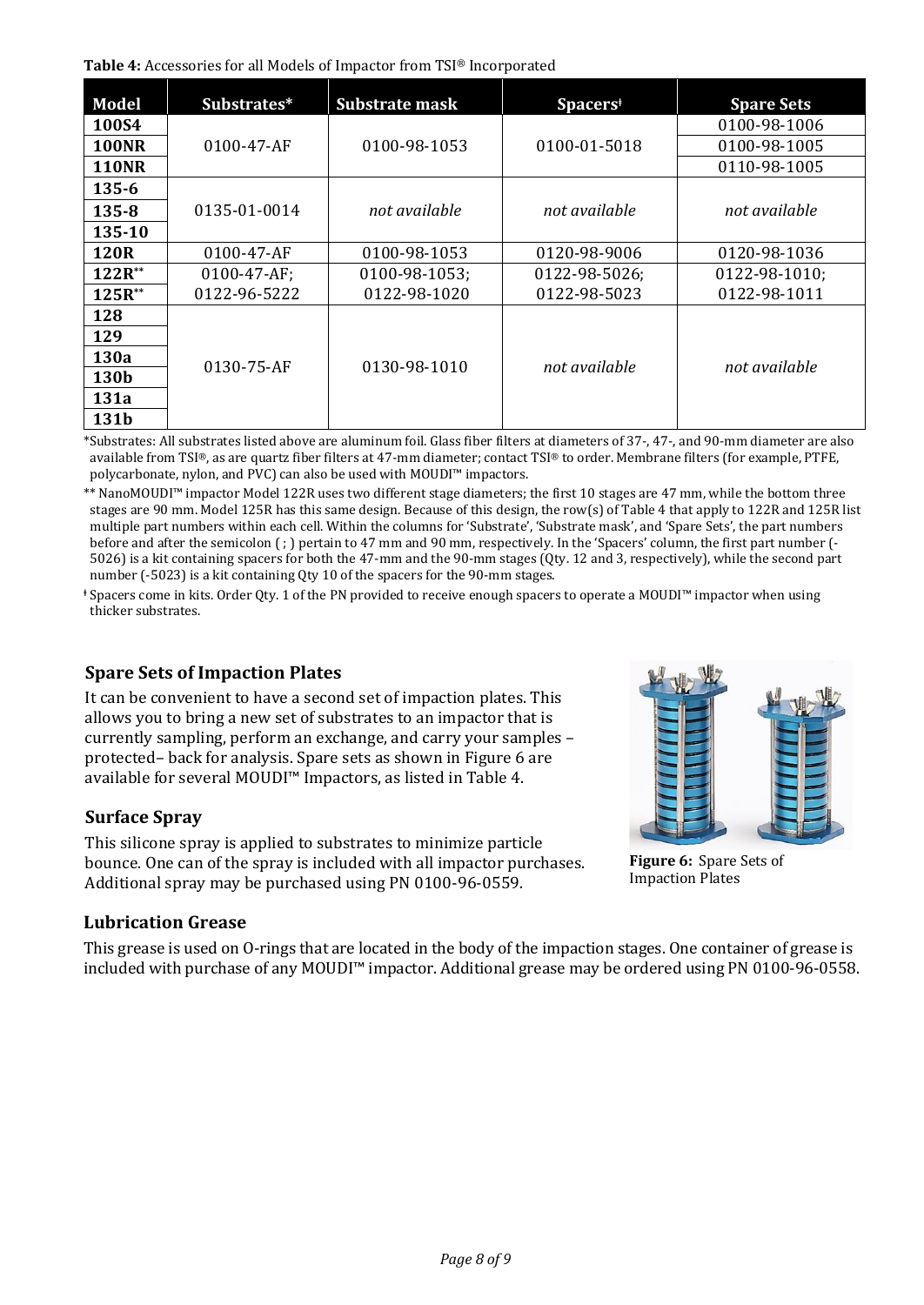**Table 4:** Accessories for all Models of Impactor from TSI® Incorporated

| Model | Substrates* | Substrate mask | Spacers[ǂ] | Spare Sets |
|---|---|---|---|---|
| 100S4 | 0100-47-AF | 0100-98-1053 | 0100-01-5018 | 0100-98-1006 |
| 100NR | | | | 0100-98-1005 |
| 110NR | | | | 0110-98-1005 |
| 135-6 | 0135-01-0014 | *not available* | *not available* | *not available* |
| 135-8 | | | | |
| 135-10 | | | | |
| 120R | 0100-47-AF | 0100-98-1053 | 0120-98-9006 | 0120-98-1036 |
| 122R** | 0100-47-AF; 0122-96-5222 | 0100-98-1053; 0122-98-1020 | 0122-98-5026; 0122-98-5023 | 0122-98-1010; 0122-98-1011 |
| 125R** | | | | |
| 128 | 0130-75-AF | 0130-98-1010 | *not available* | *not available* |
| 129 | | | | |
| 130a | | | | |
| 130b | | | | |
| 131a | | | | |
| 131b | | | | |

*Substrates: All substrates listed above are aluminum foil. Glass fiber filters at diameters of 37-, 47-, and 90-mm diameter are also available from TSI®, as are quartz fiber filters at 47-mm diameter; contact TSI® to order. Membrane filters (for example, PTFE, polycarbonate, nylon, and PVC) can also be used with MOUDI™ impactors.

** NanoMOUDI™ impactor Model 122R uses two different stage diameters; the first 10 stages are 47 mm, while the bottom three stages are 90 mm. Model 125R has this same design. Because of this design, the row(s) of Table 4 that apply to 122R and 125R list multiple part numbers within each cell. Within the columns for 'Substrate', 'Substrate mask', and 'Spare Sets', the part numbers before and after the semicolon ( ; ) pertain to 47 mm and 90 mm, respectively. In the 'Spacers' column, the first part number (-5026) is a kit containing spacers for both the 47-mm and the 90-mm stages (Qty. 12 and 3, respectively), while the second part number (-5023) is a kit containing Qty 10 of the spacers for the 90-mm stages.

ǂ Spacers come in kits. Order Qty. 1 of the PN provided to receive enough spacers to operate a MOUDI™ impactor when using thicker substrates.

### Spare Sets of Impaction Plates

It can be convenient to have a second set of impaction plates. This allows you to bring a new set of substrates to an impactor that is currently sampling, perform an exchange, and carry your samples – protected– back for analysis. Spare sets as shown in Figure 6 are available for several MOUDI™ Impactors, as listed in Table 4.

**Figure 6:** Spare Sets of Impaction Plates

### Surface Spray

This silicone spray is applied to substrates to minimize particle bounce. One can of the spray is included with all impactor purchases. Additional spray may be purchased using PN 0100-96-0559.

### Lubrication Grease

This grease is used on O-rings that are located in the body of the impaction stages. One container of grease is included with purchase of any MOUDI™ impactor. Additional grease may be ordered using PN 0100-96-0558.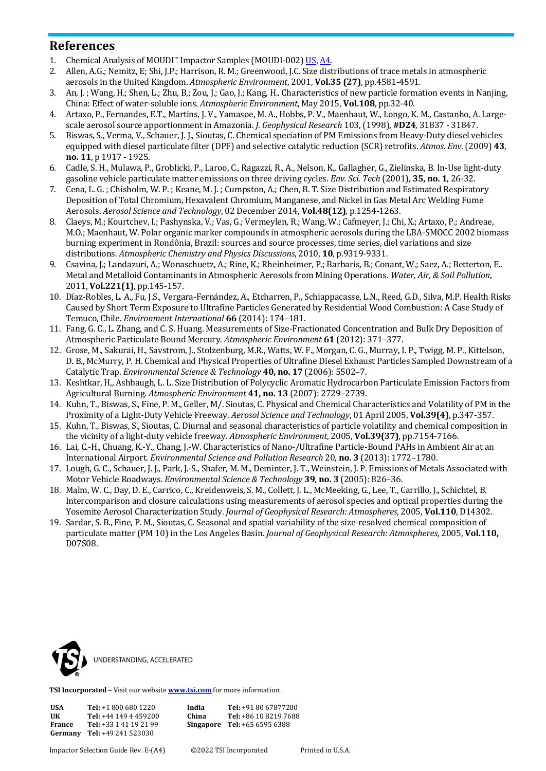## References

1. Chemical Analysis of MOUDI™ Impactor Samples (MOUDI-002) US, A4.
2. Allen, A.G.; Nemitz, E; Shi, J.P.; Harrison, R. M.; Greenwood, J.C. Size distributions of trace metals in atmospheric aerosols in the United Kingdom. *Atmospheric Environment*, 2001, **Vol.35 (27)**, pp.4581-4591.
3. An, J. ; Wang, H.; Shen, L.; Zhu, B,; Zou, J.; Gao, J.; Kang, H.. Characteristics of new particle formation events in Nanjing, China: Effect of water-soluble ions. *Atmospheric Environment*, May 2015, **Vol.108**, pp.32-40.
4. Artaxo, P., Fernandes, E.T., Martins, J. V., Yamasoe, M. A., Hobbs, P. V., Maenhaut, W., Longo, K. M., Castanho, A. Large-scale aerosol source apportionment in Amazonia. *J. Geophysical Research* 103, (1998), **#D24**, 31837 - 31847.
5. Biswas, S., Verma, V., Schauer, J. J., Sioutas, C. Chemical speciation of PM Emissions from Heavy-Duty diesel vehicles equipped with diesel particulate filter (DPF) and selective catalytic reduction (SCR) retrofits. *Atmos. Env*. (2009) **43**, **no. 11**, p 1917 - 1925.
6. Cadle, S. H., Mulawa, P., Groblicki, P., Laroo, C., Ragazzi, R., A., Nelson, K., Gallagher, G., Zielinska, B. In-Use light-duty gasoline vehicle particulate matter emissions on three driving cycles. *Env. Sci. Tech* (2001), **35, no. 1**, 26-32.
7. Cena, L. G. ; Chisholm, W. P. ; Keane, M. J. ; Cumpston, A.; Chen, B. T. Size Distribution and Estimated Respiratory Deposition of Total Chromium, Hexavalent Chromium, Manganese, and Nickel in Gas Metal Arc Welding Fume Aerosols. *Aerosol Science and Technology*, 02 December 2014, **Vol.48(12)**, p.1254-1263.
8. Claeys, M.; Kourtchev, I.; Pashynska, V.; Vas, G.; Vermeylen, R.; Wang, W.; Cafmeyer, J.; Chi, X.; Artaxo, P.; Andreae, M.O.; Maenhaut, W. Polar organic marker compounds in atmospheric aerosols during the LBA-SMOCC 2002 biomass burning experiment in Rondônia, Brazil: sources and source processes, time series, diel variations and size distributions. *Atmospheric Chemistry and Physics Discussions*, 2010, **10**, p.9319-9331.
9. Csavina, J.; Landazuri, A.; Wonaschuetz, A.; Rine, K.; Rheinheimer, P.; Barbaris, B.; Conant, W.; Saez, A.; Betterton, E.. Metal and Metalloid Contaminants in Atmospheric Aerosols from Mining Operations. *Water, Air, & Soil Pollution*, 2011, **Vol.221(1)**, pp.145-157.
10. Díaz-Robles, L. A., Fu, J.S., Vergara-Fernández, A., Etcharren, P., Schiappacasse, L.N., Reed, G.D., Silva, M.P. Health Risks Caused by Short Term Exposure to Ultrafine Particles Generated by Residential Wood Combustion: A Case Study of Temuco, Chile. *Environment International* **66** (2014): 174–181.
11. Fang, G. C., L. Zhang, and C. S. Huang. Measurements of Size-Fractionated Concentration and Bulk Dry Deposition of Atmospheric Particulate Bound Mercury. *Atmospheric Environment* **61** (2012): 371–377.
12. Grose, M., Sakurai, H., Savstrom, J., Stolzenburg, M.R., Watts, W. F., Morgan, C. G., Murray, I. P., Twigg, M. P., Kittelson, D. B., McMurry, P. H. Chemical and Physical Properties of Ultrafine Diesel Exhaust Particles Sampled Downstream of a Catalytic Trap. *Environmental Science & Technology* **40, no. 17** (2006): 5502–7.
13. Keshtkar, H,, Ashbaugh, L. L. Size Distribution of Polycyclic Aromatic Hydrocarbon Particulate Emission Factors from Agricultural Burning. *Atmospheric Environment* **41, no. 13** (2007): 2729–2739.
14. Kuhn, T., Biswas, S., Fine, P. M., Geller, M/. Sioutas, C. Physical and Chemical Characteristics and Volatility of PM in the Proximity of a Light-Duty Vehicle Freeway. *Aerosol Science and Technology*, 01 April 2005, **Vol.39(4)**, p.347-357.
15. Kuhn, T., Biswas, S., Sioutas, C. Diurnal and seasonal characteristics of particle volatility and chemical composition in the vicinity of a light-duty vehicle freeway. *Atmospheric Environment*, 2005, **Vol.39(37)**, pp.7154-7166.
16. Lai, C.-H., Chuang, K.-Y., Chang, J.-W. Characteristics of Nano-/Ultrafine Particle-Bound PAHs in Ambient Air at an International Airport. *Environmental Science and Pollution Research* 20, **no. 3** (2013): 1772–1780.
17. Lough, G. C., Schauer, J. J., Park, J.-S., Shafer, M. M., Deminter, J. T., Weinstein, J. P. Emissions of Metals Associated with Motor Vehicle Roadways. *Environmental Science & Technology* **39**, **no. 3** (2005): 826–36.
18. Malm, W. C., Day, D. E., Carrico, C., Kreidenweis, S. M., Collett, J. L., McMeeking, G., Lee, T., Carrillo, J., Schichtel, B. Intercomparison and closure calculations using measurements of aerosol species and optical properties during the Yosemite Aerosol Characterization Study. *Journal of Geophysical Research: Atmospheres*, 2005, **Vol.110**, D14302.
19. Sardar, S. B., Fine, P. M., Sioutas, C. Seasonal and spatial variability of the size-resolved chemical composition of particulate matter (PM 10) in the Los Angeles Basin. *Journal of Geophysical Research: Atmospheres*, 2005, **Vol.110,** D07S08.

UNDERSTANDING, ACCELERATED

**TSI Incorporated** – Visit our website **www.tsi.com** for more information.

| | | | |
|---|---|---|---|
| **USA** | **Tel:** +1 800 680 1220 | **India** | **Tel:** +91 80 67877200 |
| **UK** | **Tel:** +44 149 4 459200 | **China** | **Tel:** +86 10 8219 7688 |
| **France** | **Tel:** +33 1 41 19 21 99 | **Singapore** | **Tel:** +65 6595 6388 |
| **Germany** | **Tel:** +49 241 523030 | | |

Impactor Selection Guide Rev. E-(A4) ©2022 TSI Incorporated Printed in U.S.A.